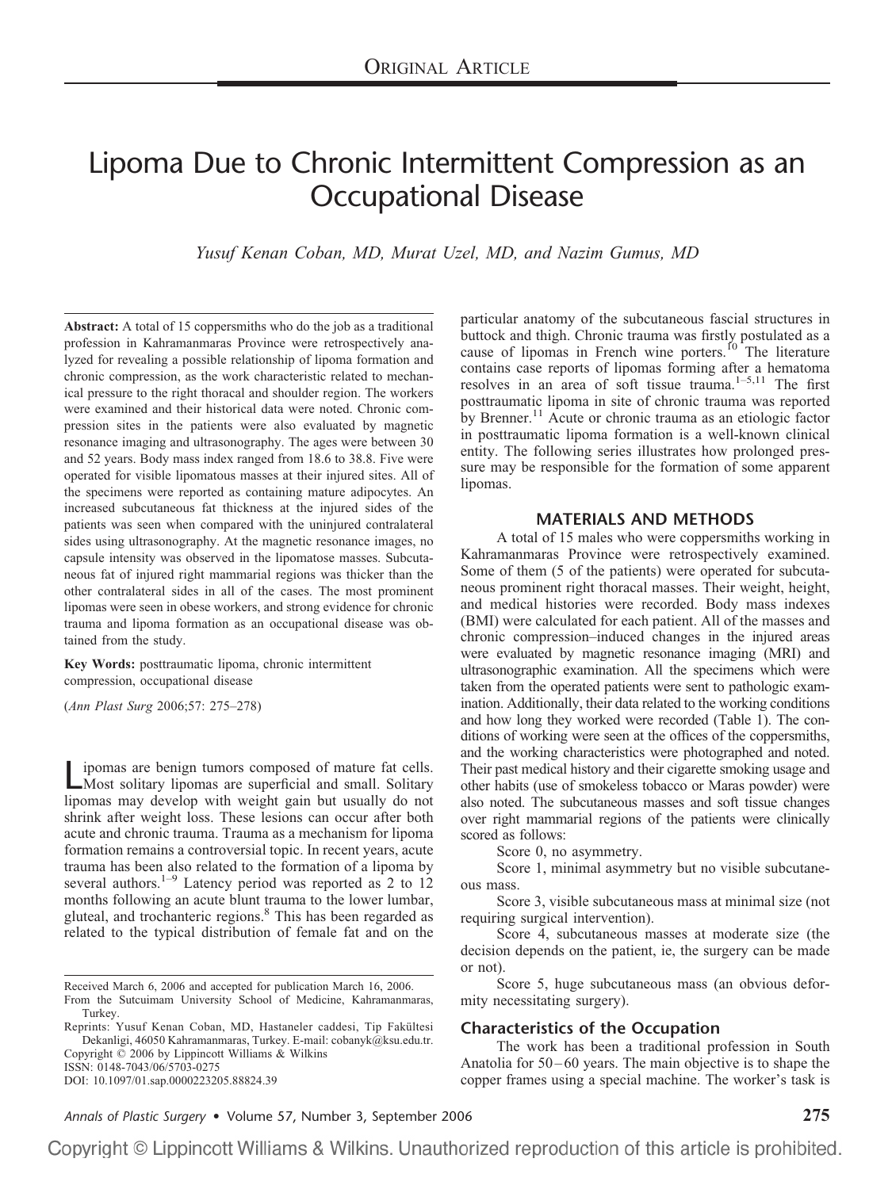ORIGINAL ARTICLE

# Lipoma Due to Chronic Intermittent Compression as an Occupational Disease

*Yusuf Kenan Coban, MD, Murat Uzel, MD, and Nazim Gumus, MD*

**Abstract:** A total of 15 coppersmiths who do the job as a traditional profession in Kahramanmaras Province were retrospectively analyzed for revealing a possible relationship of lipoma formation and chronic compression, as the work characteristic related to mechanical pressure to the right thoracal and shoulder region. The workers were examined and their historical data were noted. Chronic compression sites in the patients were also evaluated by magnetic resonance imaging and ultrasonography. The ages were between 30 and 52 years. Body mass index ranged from 18.6 to 38.8. Five were operated for visible lipomatous masses at their injured sites. All of the specimens were reported as containing mature adipocytes. An increased subcutaneous fat thickness at the injured sides of the patients was seen when compared with the uninjured contralateral sides using ultrasonography. At the magnetic resonance images, no capsule intensity was observed in the lipomatose masses. Subcutaneous fat of injured right mammarial regions was thicker than the other contralateral sides in all of the cases. The most prominent lipomas were seen in obese workers, and strong evidence for chronic trauma and lipoma formation as an occupational disease was obtained from the study.

**Key Words:** posttraumatic lipoma, chronic intermittent compression, occupational disease

(*Ann Plast Surg* 2006;57: 275–278)

Lipomas are benign tumors composed of mature fat cells. Most solitary lipomas are superficial and small. Solitary lipomas may develop with weight gain but usually do not shrink after weight loss. These lesions can occur after both acute and chronic trauma. Trauma as a mechanism for lipoma formation remains a controversial topic. In recent years, acute trauma has been also related to the formation of a lipoma by several authors.[1–9] Latency period was reported as 2 to 12 months following an acute blunt trauma to the lower lumbar, gluteal, and trochanteric regions.[8] This has been regarded as related to the typical distribution of female fat and on the particular anatomy of the subcutaneous fascial structures in buttock and thigh. Chronic trauma was firstly postulated as a cause of lipomas in French wine porters.[10] The literature contains case reports of lipomas forming after a hematoma resolves in an area of soft tissue trauma.[1–5,11] The first posttraumatic lipoma in site of chronic trauma was reported by Brenner.[11] Acute or chronic trauma as an etiologic factor in posttraumatic lipoma formation is a well-known clinical entity. The following series illustrates how prolonged pressure may be responsible for the formation of some apparent lipomas.

## MATERIALS AND METHODS

A total of 15 males who were coppersmiths working in Kahramanmaras Province were retrospectively examined. Some of them (5 of the patients) were operated for subcutaneous prominent right thoracal masses. Their weight, height, and medical histories were recorded. Body mass indexes (BMI) were calculated for each patient. All of the masses and chronic compression–induced changes in the injured areas were evaluated by magnetic resonance imaging (MRI) and ultrasonographic examination. All the specimens which were taken from the operated patients were sent to pathologic examination. Additionally, their data related to the working conditions and how long they worked were recorded (Table 1). The conditions of working were seen at the offices of the coppersmiths, and the working characteristics were photographed and noted. Their past medical history and their cigarette smoking usage and other habits (use of smokeless tobacco or Maras powder) were also noted. The subcutaneous masses and soft tissue changes over right mammarial regions of the patients were clinically scored as follows:

Score 0, no asymmetry.

Score 1, minimal asymmetry but no visible subcutaneous mass.

Score 3, visible subcutaneous mass at minimal size (not requiring surgical intervention).

Score 4, subcutaneous masses at moderate size (the decision depends on the patient, ie, the surgery can be made or not).

Score 5, huge subcutaneous mass (an obvious deformity necessitating surgery).

### Characteristics of the Occupation

The work has been a traditional profession in South Anatolia for 50–60 years. The main objective is to shape the copper frames using a special machine. The worker's task is

Received March 6, 2006 and accepted for publication March 16, 2006.
From the Sutcuimam University School of Medicine, Kahramanmaras, Turkey.
Reprints: Yusuf Kenan Coban, MD, Hastaneler caddesi, Tip Fakültesi Dekanligi, 46050 Kahramanmaras, Turkey. E-mail: cobanyk@ksu.edu.tr.
Copyright © 2006 by Lippincott Williams & Wilkins
ISSN: 0148-7043/06/5703-0275
DOI: 10.1097/01.sap.0000223205.88824.39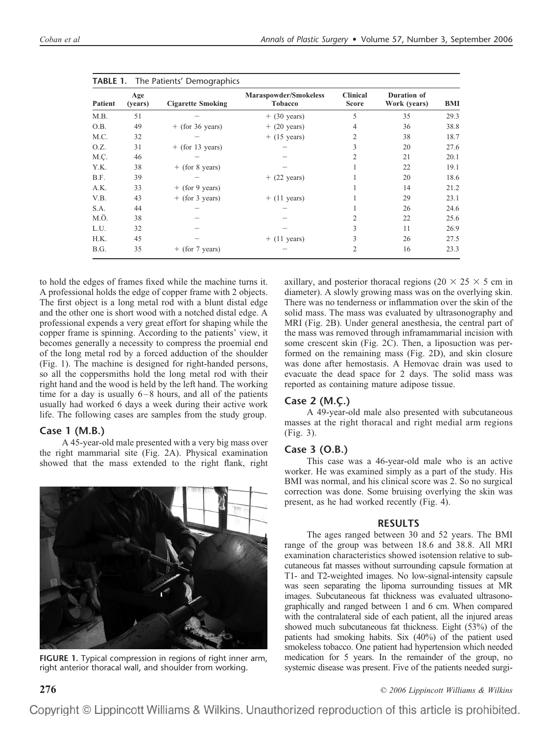**TABLE 1.** The Patients' Demographics

| Patient | Age (years) | Cigarette Smoking | Maraspowder/Smokeless Tobacco | Clinical Score | Duration of Work (years) | BMI |
|---|---|---|---|---|---|---|
| M.B. | 51 | − | + (30 years) | 5 | 35 | 29.3 |
| O.B. | 49 | + (for 36 years) | + (20 years) | 4 | 36 | 38.8 |
| M.C. | 32 | − | + (15 years) | 2 | 38 | 18.7 |
| O.Z. | 31 | + (for 13 years) | − | 3 | 20 | 27.6 |
| M.Ç. | 46 | − | − | 2 | 21 | 20.1 |
| Y.K. | 38 | + (for 8 years) | − | 1 | 22 | 19.1 |
| B.F. | 39 | − | + (22 years) | 1 | 20 | 18.6 |
| A.K. | 33 | + (for 9 years) | | 1 | 14 | 21.2 |
| V.B. | 43 | + (for 3 years) | + (11 years) | 1 | 29 | 23.1 |
| S.A. | 44 | − | − | 1 | 26 | 24.6 |
| M.Ö. | 38 | − | − | 2 | 22 | 25.6 |
| L.U. | 32 | − | − | 3 | 11 | 26.9 |
| H.K. | 45 | − | + (11 years) | 3 | 26 | 27.5 |
| B.G. | 35 | + (for 7 years) | − | 2 | 16 | 23.3 |

to hold the edges of frames fixed while the machine turns it. A professional holds the edge of copper frame with 2 objects. The first object is a long metal rod with a blunt distal edge and the other one is short wood with a notched distal edge. A professional expends a very great effort for shaping while the copper frame is spinning. According to the patients' view, it becomes generally a necessity to compress the proemial end of the long metal rod by a forced adduction of the shoulder (Fig. 1). The machine is designed for right-handed persons, so all the coppersmiths hold the long metal rod with their right hand and the wood is held by the left hand. The working time for a day is usually 6–8 hours, and all of the patients usually had worked 6 days a week during their active work life. The following cases are samples from the study group.

## Case 1 (M.B.)

A 45-year-old male presented with a very big mass over the right mammarial site (Fig. 2A). Physical examination showed that the mass extended to the right flank, right axillary, and posterior thoracal regions (20 × 25 × 5 cm in diameter). A slowly growing mass was on the overlying skin. There was no tenderness or inflammation over the skin of the solid mass. The mass was evaluated by ultrasonography and MRI (Fig. 2B). Under general anesthesia, the central part of the mass was removed through inframammarial incision with some crescent skin (Fig. 2C). Then, a liposuction was performed on the remaining mass (Fig. 2D), and skin closure was done after hemostasis. A Hemovac drain was used to evacuate the dead space for 2 days. The solid mass was reported as containing mature adipose tissue.

FIGURE 1. Typical compression in regions of right inner arm, right anterior thoracal wall, and shoulder from working.

## Case 2 (M.Ç.)

A 49-year-old male also presented with subcutaneous masses at the right thoracal and right medial arm regions (Fig. 3).

## Case 3 (O.B.)

This case was a 46-year-old male who is an active worker. He was examined simply as a part of the study. His BMI was normal, and his clinical score was 2. So no surgical correction was done. Some bruising overlying the skin was present, as he had worked recently (Fig. 4).

## RESULTS

The ages ranged between 30 and 52 years. The BMI range of the group was between 18.6 and 38.8. All MRI examination characteristics showed isotension relative to subcutaneous fat masses without surrounding capsule formation at T1- and T2-weighted images. No low-signal-intensity capsule was seen separating the lipoma surrounding tissues at MR images. Subcutaneous fat thickness was evaluated ultrasonographically and ranged between 1 and 6 cm. When compared with the contralateral side of each patient, all the injured areas showed much subcutaneous fat thickness. Eight (53%) of the patients had smoking habits. Six (40%) of the patient used smokeless tobacco. One patient had hypertension which needed medication for 5 years. In the remainder of the group, no systemic disease was present. Five of the patients needed surgi-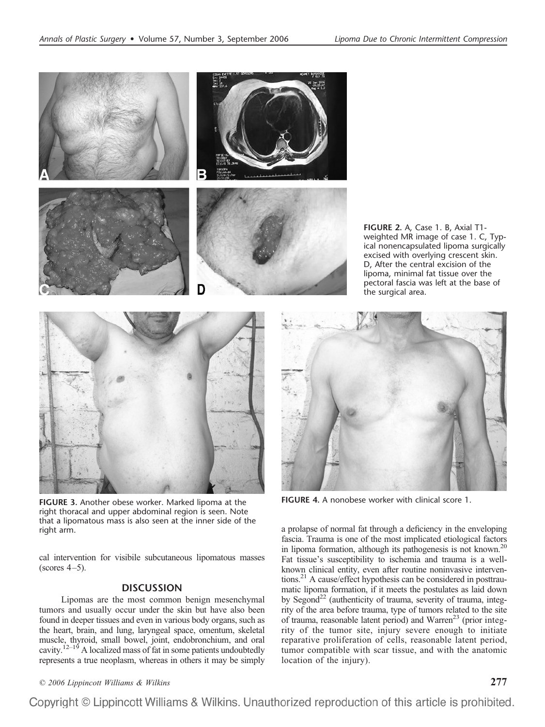FIGURE 2. A, Case 1. B, Axial T1-weighted MR image of case 1. C, Typical nonencapsulated lipoma surgically excised with overlying crescent skin. D, After the central excision of the lipoma, minimal fat tissue over the pectoral fascia was left at the base of the surgical area.

FIGURE 3. Another obese worker. Marked lipoma at the right thoracal and upper abdominal region is seen. Note that a lipomatous mass is also seen at the inner side of the right arm.

FIGURE 4. A nonobese worker with clinical score 1.

cal intervention for visibile subcutaneous lipomatous masses (scores 4–5).

## DISCUSSION

Lipomas are the most common benign mesenchymal tumors and usually occur under the skin but have also been found in deeper tissues and even in various body organs, such as the heart, brain, and lung, laryngeal space, omentum, skeletal muscle, thyroid, small bowel, joint, endobronchium, and oral cavity.[12–19] A localized mass of fat in some patients undoubtedly represents a true neoplasm, whereas in others it may be simply a prolapse of normal fat through a deficiency in the enveloping fascia. Trauma is one of the most implicated etiological factors in lipoma formation, although its pathogenesis is not known.[20] Fat tissue's susceptibility to ischemia and trauma is a well-known clinical entity, even after routine noninvasive interventions.[21] A cause/effect hypothesis can be considered in posttraumatic lipoma formation, if it meets the postulates as laid down by Segond[22] (authenticity of trauma, severity of trauma, integrity of the area before trauma, type of tumors related to the site of trauma, reasonable latent period) and Warren[23] (prior integrity of the tumor site, injury severe enough to initiate reparative proliferation of cells, reasonable latent period, tumor compatible with scar tissue, and with the anatomic location of the injury).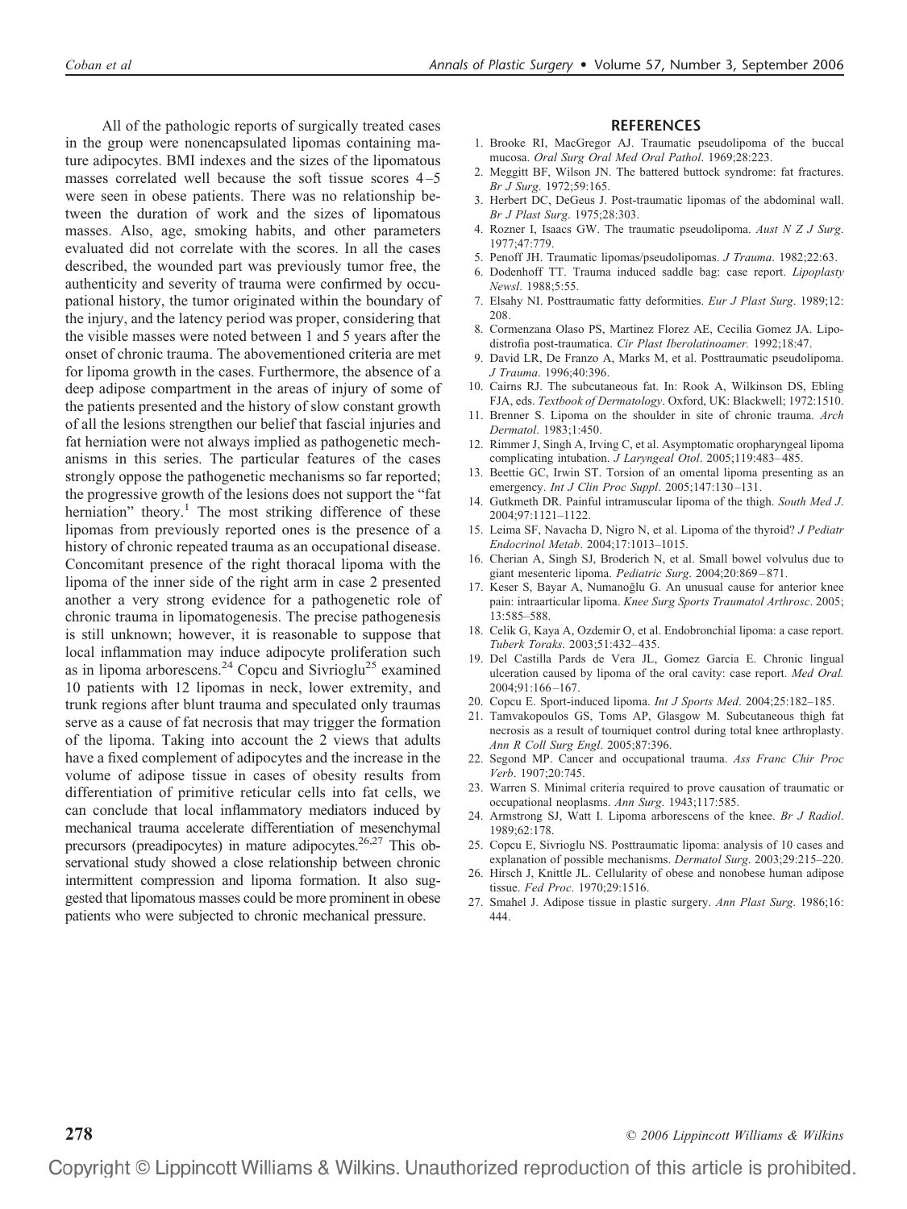All of the pathologic reports of surgically treated cases in the group were nonencapsulated lipomas containing mature adipocytes. BMI indexes and the sizes of the lipomatous masses correlated well because the soft tissue scores 4–5 were seen in obese patients. There was no relationship between the duration of work and the sizes of lipomatous masses. Also, age, smoking habits, and other parameters evaluated did not correlate with the scores. In all the cases described, the wounded part was previously tumor free, the authenticity and severity of trauma were confirmed by occupational history, the tumor originated within the boundary of the injury, and the latency period was proper, considering that the visible masses were noted between 1 and 5 years after the onset of chronic trauma. The abovementioned criteria are met for lipoma growth in the cases. Furthermore, the absence of a deep adipose compartment in the areas of injury of some of the patients presented and the history of slow constant growth of all the lesions strengthen our belief that fascial injuries and fat herniation were not always implied as pathogenetic mechanisms in this series. The particular features of the cases strongly oppose the pathogenetic mechanisms so far reported; the progressive growth of the lesions does not support the "fat herniation" theory.[1] The most striking difference of these lipomas from previously reported ones is the presence of a history of chronic repeated trauma as an occupational disease. Concomitant presence of the right thoracal lipoma with the lipoma of the inner side of the right arm in case 2 presented another a very strong evidence for a pathogenetic role of chronic trauma in lipomatogenesis. The precise pathogenesis is still unknown; however, it is reasonable to suppose that local inflammation may induce adipocyte proliferation such as in lipoma arborescens.[24] Copcu and Sivrioglu[25] examined 10 patients with 12 lipomas in neck, lower extremity, and trunk regions after blunt trauma and speculated only traumas serve as a cause of fat necrosis that may trigger the formation of the lipoma. Taking into account the 2 views that adults have a fixed complement of adipocytes and the increase in the volume of adipose tissue in cases of obesity results from differentiation of primitive reticular cells into fat cells, we can conclude that local inflammatory mediators induced by mechanical trauma accelerate differentiation of mesenchymal precursors (preadipocytes) in mature adipocytes.[26,27] This observational study showed a close relationship between chronic intermittent compression and lipoma formation. It also suggested that lipomatous masses could be more prominent in obese patients who were subjected to chronic mechanical pressure.

## REFERENCES

1. Brooke RI, MacGregor AJ. Traumatic pseudolipoma of the buccal mucosa. *Oral Surg Oral Med Oral Pathol*. 1969;28:223.
2. Meggitt BF, Wilson JN. The battered buttock syndrome: fat fractures. *Br J Surg*. 1972;59:165.
3. Herbert DC, DeGeus J. Post-traumatic lipomas of the abdominal wall. *Br J Plast Surg*. 1975;28:303.
4. Rozner I, Isaacs GW. The traumatic pseudolipoma. *Aust N Z J Surg*. 1977;47:779.
5. Penoff JH. Traumatic lipomas/pseudolipomas. *J Trauma*. 1982;22:63.
6. Dodenhoff TT. Trauma induced saddle bag: case report. *Lipoplasty Newsl*. 1988;5:55.
7. Elsahy NI. Posttraumatic fatty deformities. *Eur J Plast Surg*. 1989;12: 208.
8. Cormenzana Olaso PS, Martinez Florez AE, Cecilia Gomez JA. Lipodistrofia post-traumatica. *Cir Plast Iberolatinoamer.* 1992;18:47.
9. David LR, De Franzo A, Marks M, et al. Posttraumatic pseudolipoma. *J Trauma*. 1996;40:396.
10. Cairns RJ. The subcutaneous fat. In: Rook A, Wilkinson DS, Ebling FJA, eds. *Textbook of Dermatology*. Oxford, UK: Blackwell; 1972:1510.
11. Brenner S. Lipoma on the shoulder in site of chronic trauma. *Arch Dermatol*. 1983;1:450.
12. Rimmer J, Singh A, Irving C, et al. Asymptomatic oropharyngeal lipoma complicating intubation. *J Laryngeal Otol*. 2005;119:483–485.
13. Beettie GC, Irwin ST. Torsion of an omental lipoma presenting as an emergency. *Int J Clin Proc Suppl*. 2005;147:130–131.
14. Gutkmeth DR. Painful intramuscular lipoma of the thigh. *South Med J*. 2004;97:1121–1122.
15. Leima SF, Navacha D, Nigro N, et al. Lipoma of the thyroid? *J Pediatr Endocrinol Metab*. 2004;17:1013–1015.
16. Cherian A, Singh SJ, Broderich N, et al. Small bowel volvulus due to giant mesenteric lipoma. *Pediatric Surg*. 2004;20:869–871.
17. Keser S, Bayar A, Numanoğlu G. An unusual cause for anterior knee pain: intraarticular lipoma. *Knee Surg Sports Traumatol Arthrosc*. 2005; 13:585–588.
18. Celik G, Kaya A, Ozdemir O, et al. Endobronchial lipoma: a case report. *Tuberk Toraks*. 2003;51:432–435.
19. Del Castilla Pards de Vera JL, Gomez Garcia E. Chronic lingual ulceration caused by lipoma of the oral cavity: case report. *Med Oral.* 2004;91:166–167.
20. Copcu E. Sport-induced lipoma. *Int J Sports Med*. 2004;25:182–185.
21. Tamvakopoulos GS, Toms AP, Glasgow M. Subcutaneous thigh fat necrosis as a result of tourniquet control during total knee arthroplasty. *Ann R Coll Surg Engl*. 2005;87:396.
22. Segond MP. Cancer and occupational trauma. *Ass Franc Chir Proc Verb*. 1907;20:745.
23. Warren S. Minimal criteria required to prove causation of traumatic or occupational neoplasms. *Ann Surg*. 1943;117:585.
24. Armstrong SJ, Watt I. Lipoma arborescens of the knee. *Br J Radiol*. 1989;62:178.
25. Copcu E, Sivrioglu NS. Posttraumatic lipoma: analysis of 10 cases and explanation of possible mechanisms. *Dermatol Surg*. 2003;29:215–220.
26. Hirsch J, Knittle JL. Cellularity of obese and nonobese human adipose tissue. *Fed Proc*. 1970;29:1516.
27. Smahel J. Adipose tissue in plastic surgery. *Ann Plast Surg*. 1986;16: 444.